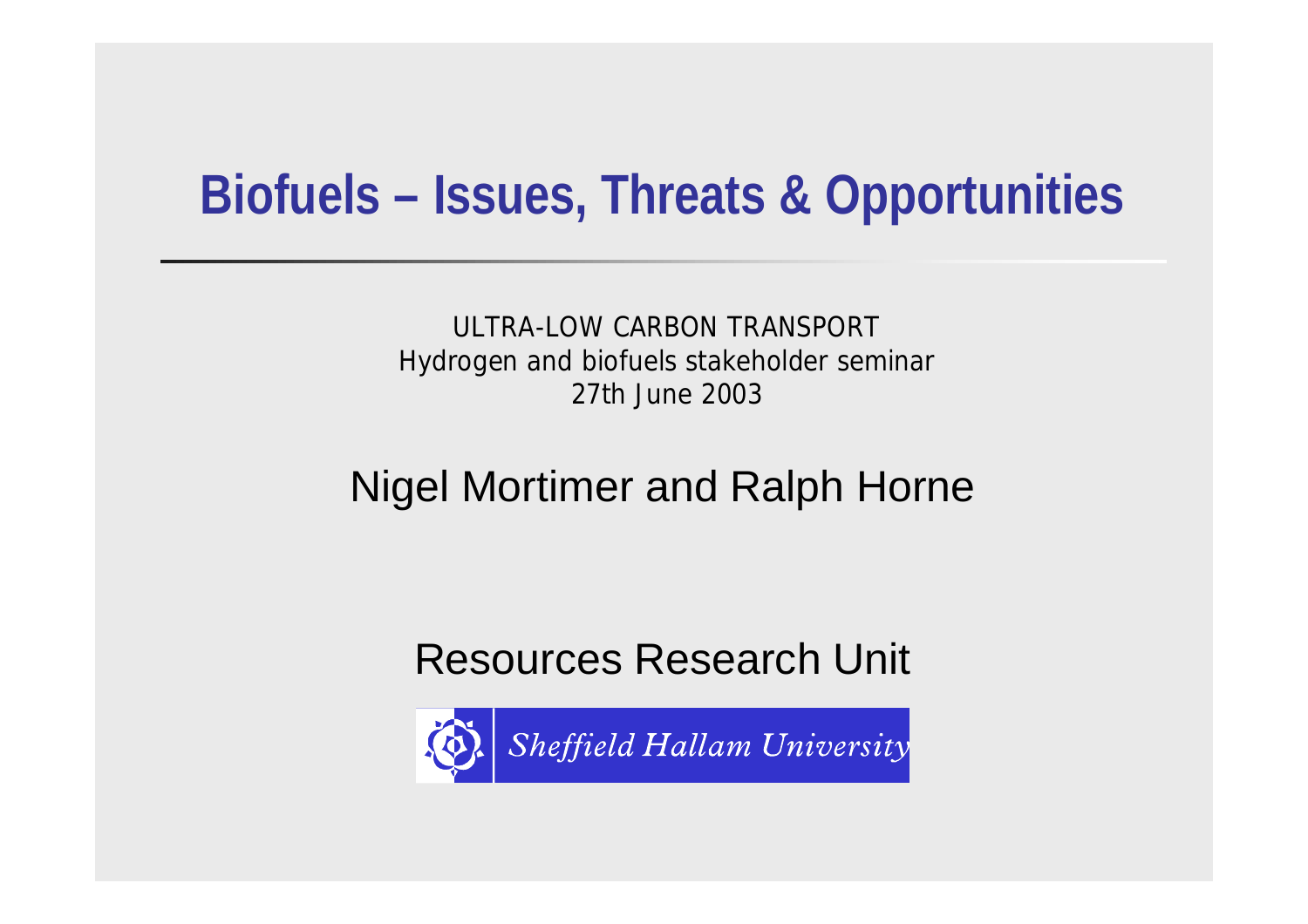# Biofuels – Issues, Threats & Opportunities

ULTRA-LOW CARBON TRANSPORT
Hydrogen and biofuels stakeholder seminar
27th June 2003

Nigel Mortimer and Ralph Horne

Resources Research Unit

Sheffield Hallam University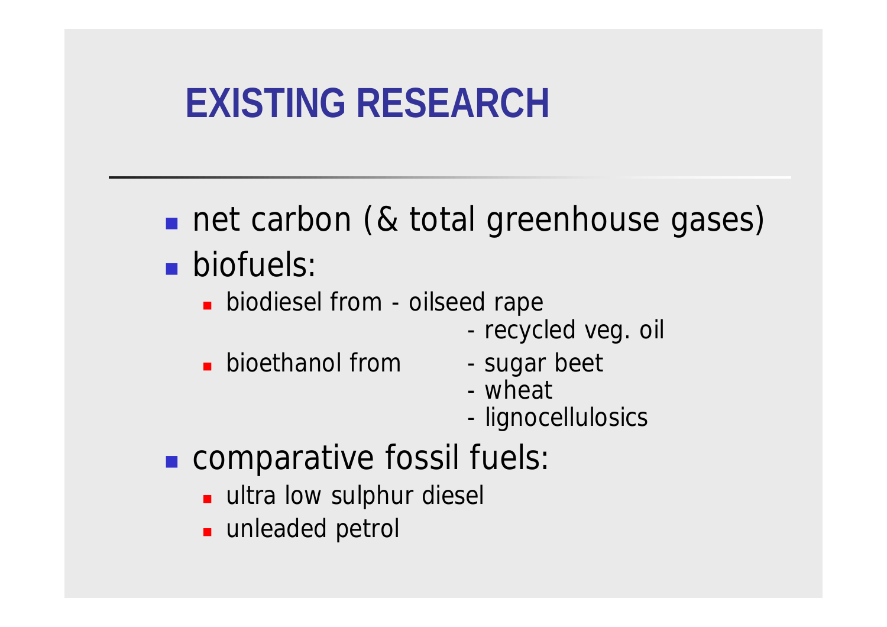# EXISTING RESEARCH

- net carbon (& total greenhouse gases)
- biofuels:
  - biodiesel from - oilseed rape
    - recycled veg. oil
  - bioethanol from
    - sugar beet
    - wheat
    - lignocellulosics
- comparative fossil fuels:
  - ultra low sulphur diesel
  - unleaded petrol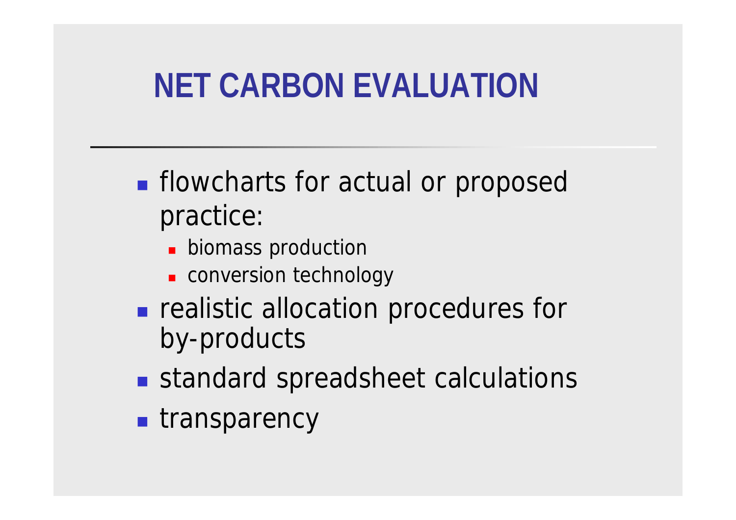# NET CARBON EVALUATION

- flowcharts for actual or proposed practice:
  - biomass production
  - conversion technology
- realistic allocation procedures for by-products
- standard spreadsheet calculations
- transparency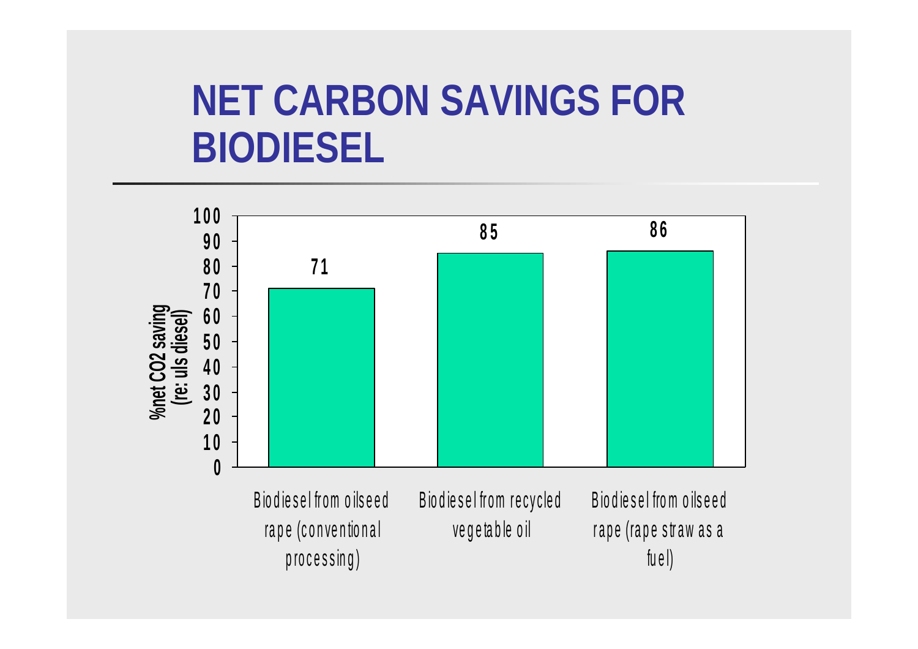# NET CARBON SAVINGS FOR BIODIESEL

| | %net $CO_2$ saving (re: uls diesel) |
|---|---|
| Biodiesel from oilseed rape (conventional processing) | 71 |
| Biodiesel from recycled vegetable oil | 85 |
| Biodiesel from oilseed rape (rape straw as a fuel) | 86 |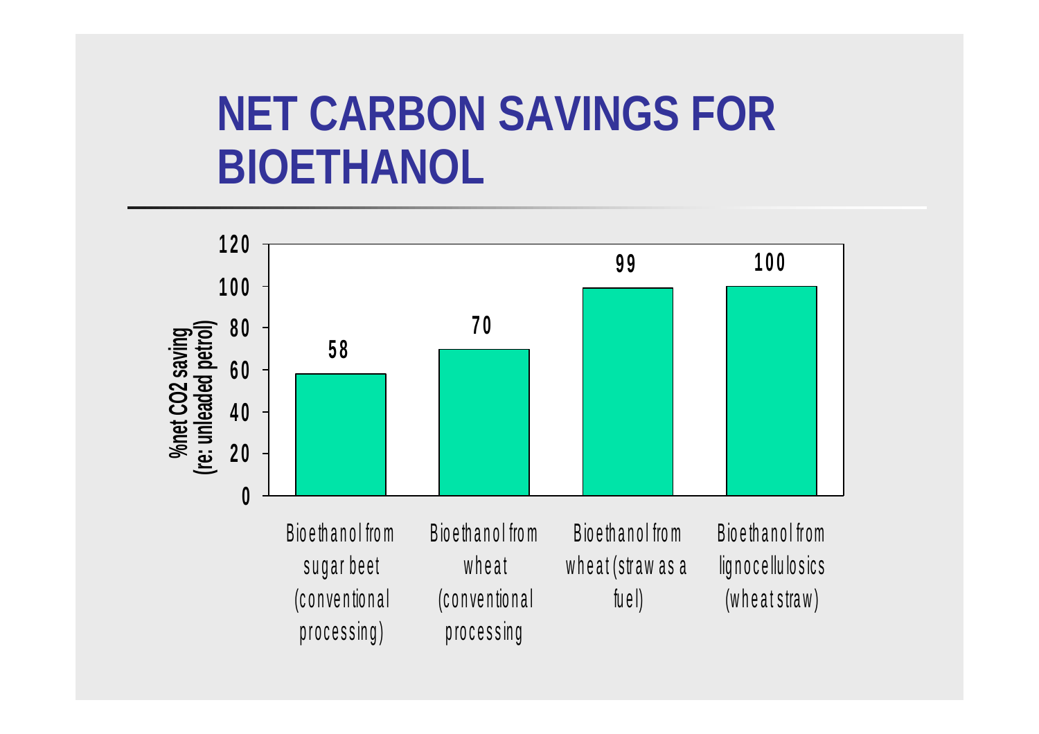# NET CARBON SAVINGS FOR BIOETHANOL

| | %net $CO_2$ saving (re: unleaded petrol) |
|---|---|
| Bioethanol from sugar beet (conventional processing) | 58 |
| Bioethanol from wheat (conventional processing | 70 |
| Bioethanol from wheat (straw as a fuel) | 99 |
| Bioethanol from lignocellulosics (wheat straw) | 100 |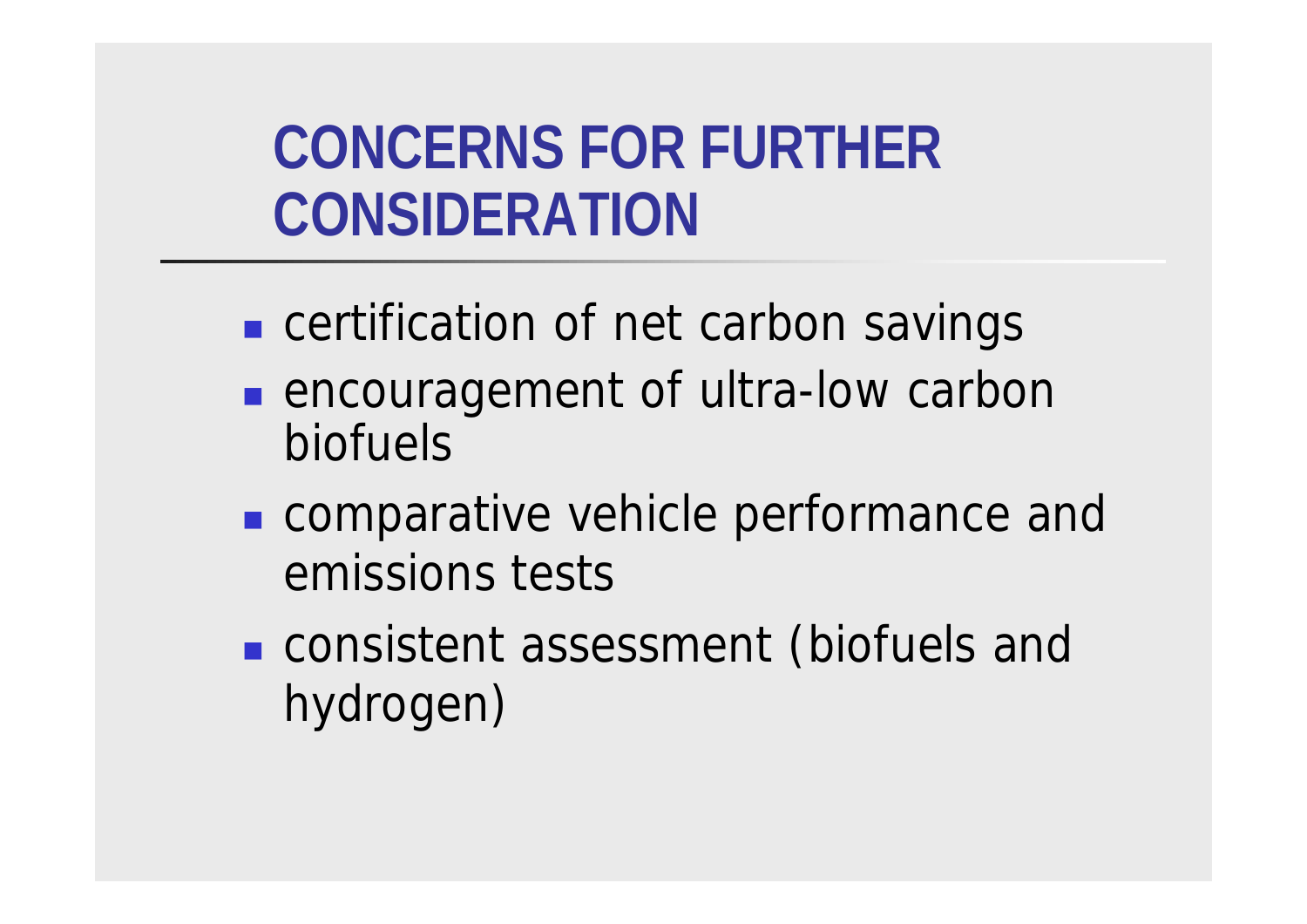# CONCERNS FOR FURTHER CONSIDERATION

- certification of net carbon savings
- encouragement of ultra-low carbon biofuels
- comparative vehicle performance and emissions tests
- consistent assessment (biofuels and hydrogen)